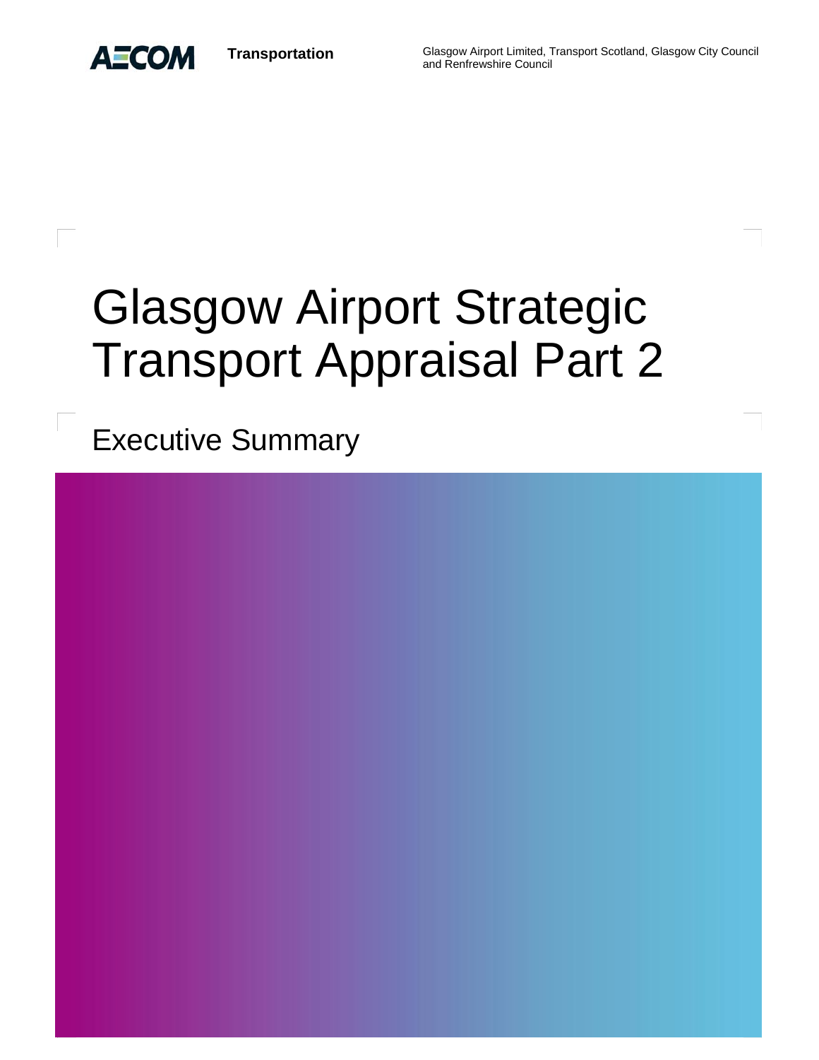AECOM **Transportation**

Glasgow Airport Limited, Transport Scotland, Glasgow City Council and Renfrewshire Council

# Glasgow Airport Strategic Transport Appraisal Part 2

## Executive Summary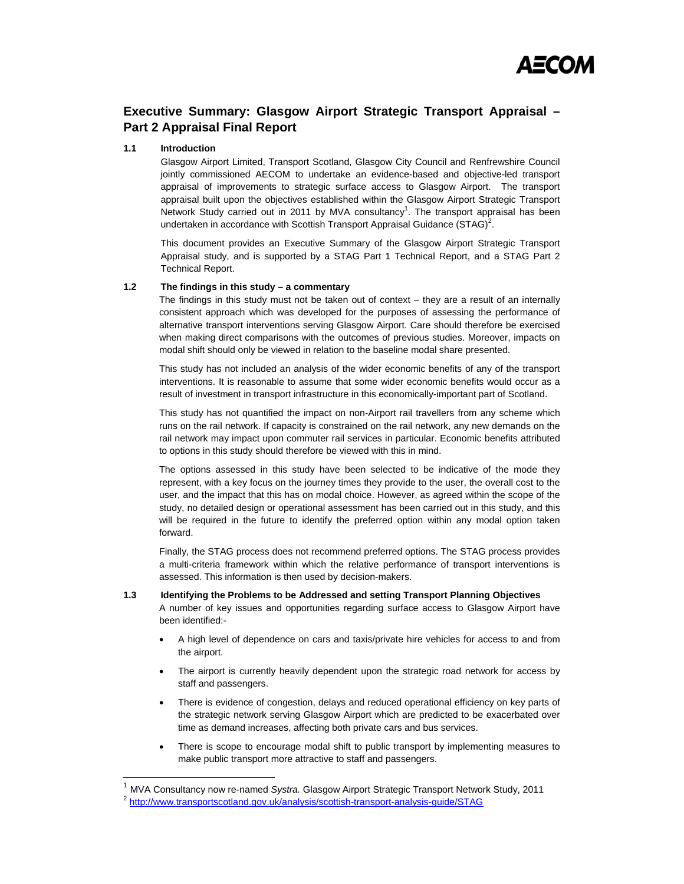# Executive Summary: Glasgow Airport Strategic Transport Appraisal – Part 2 Appraisal Final Report

## 1.1 Introduction

Glasgow Airport Limited, Transport Scotland, Glasgow City Council and Renfrewshire Council jointly commissioned AECOM to undertake an evidence-based and objective-led transport appraisal of improvements to strategic surface access to Glasgow Airport. The transport appraisal built upon the objectives established within the Glasgow Airport Strategic Transport Network Study carried out in 2011 by MVA consultancy[1]. The transport appraisal has been undertaken in accordance with Scottish Transport Appraisal Guidance (STAG)[2].

This document provides an Executive Summary of the Glasgow Airport Strategic Transport Appraisal study, and is supported by a STAG Part 1 Technical Report, and a STAG Part 2 Technical Report.

## 1.2 The findings in this study – a commentary

The findings in this study must not be taken out of context – they are a result of an internally consistent approach which was developed for the purposes of assessing the performance of alternative transport interventions serving Glasgow Airport. Care should therefore be exercised when making direct comparisons with the outcomes of previous studies. Moreover, impacts on modal shift should only be viewed in relation to the baseline modal share presented.

This study has not included an analysis of the wider economic benefits of any of the transport interventions. It is reasonable to assume that some wider economic benefits would occur as a result of investment in transport infrastructure in this economically-important part of Scotland.

This study has not quantified the impact on non-Airport rail travellers from any scheme which runs on the rail network. If capacity is constrained on the rail network, any new demands on the rail network may impact upon commuter rail services in particular. Economic benefits attributed to options in this study should therefore be viewed with this in mind.

The options assessed in this study have been selected to be indicative of the mode they represent, with a key focus on the journey times they provide to the user, the overall cost to the user, and the impact that this has on modal choice. However, as agreed within the scope of the study, no detailed design or operational assessment has been carried out in this study, and this will be required in the future to identify the preferred option within any modal option taken forward.

Finally, the STAG process does not recommend preferred options. The STAG process provides a multi-criteria framework within which the relative performance of transport interventions is assessed. This information is then used by decision-makers.

## 1.3 Identifying the Problems to be Addressed and setting Transport Planning Objectives

A number of key issues and opportunities regarding surface access to Glasgow Airport have been identified:-

- A high level of dependence on cars and taxis/private hire vehicles for access to and from the airport.
- The airport is currently heavily dependent upon the strategic road network for access by staff and passengers.
- There is evidence of congestion, delays and reduced operational efficiency on key parts of the strategic network serving Glasgow Airport which are predicted to be exacerbated over time as demand increases, affecting both private cars and bus services.
- There is scope to encourage modal shift to public transport by implementing measures to make public transport more attractive to staff and passengers.

---

[1] MVA Consultancy now re-named *Systra.* Glasgow Airport Strategic Transport Network Study, 2011

[2] http://www.transportscotland.gov.uk/analysis/scottish-transport-analysis-guide/STAG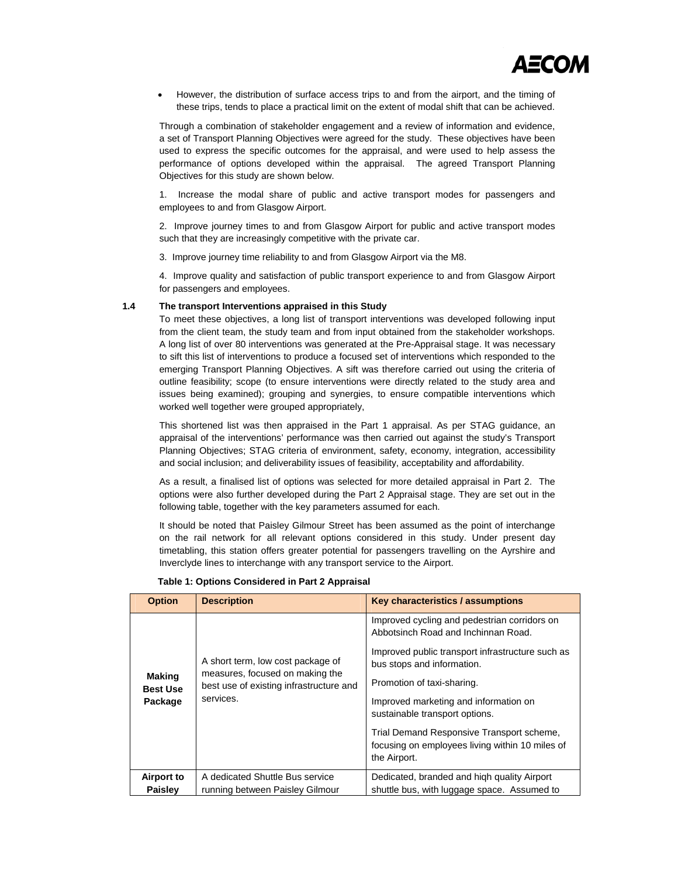- However, the distribution of surface access trips to and from the airport, and the timing of these trips, tends to place a practical limit on the extent of modal shift that can be achieved.

Through a combination of stakeholder engagement and a review of information and evidence, a set of Transport Planning Objectives were agreed for the study. These objectives have been used to express the specific outcomes for the appraisal, and were used to help assess the performance of options developed within the appraisal. The agreed Transport Planning Objectives for this study are shown below.

1. Increase the modal share of public and active transport modes for passengers and employees to and from Glasgow Airport.

2. Improve journey times to and from Glasgow Airport for public and active transport modes such that they are increasingly competitive with the private car.

3. Improve journey time reliability to and from Glasgow Airport via the M8.

4. Improve quality and satisfaction of public transport experience to and from Glasgow Airport for passengers and employees.

## 1.4 The transport Interventions appraised in this Study

To meet these objectives, a long list of transport interventions was developed following input from the client team, the study team and from input obtained from the stakeholder workshops. A long list of over 80 interventions was generated at the Pre-Appraisal stage. It was necessary to sift this list of interventions to produce a focused set of interventions which responded to the emerging Transport Planning Objectives. A sift was therefore carried out using the criteria of outline feasibility; scope (to ensure interventions were directly related to the study area and issues being examined); grouping and synergies, to ensure compatible interventions which worked well together were grouped appropriately,

This shortened list was then appraised in the Part 1 appraisal. As per STAG guidance, an appraisal of the interventions' performance was then carried out against the study's Transport Planning Objectives; STAG criteria of environment, safety, economy, integration, accessibility and social inclusion; and deliverability issues of feasibility, acceptability and affordability.

As a result, a finalised list of options was selected for more detailed appraisal in Part 2. The options were also further developed during the Part 2 Appraisal stage. They are set out in the following table, together with the key parameters assumed for each.

It should be noted that Paisley Gilmour Street has been assumed as the point of interchange on the rail network for all relevant options considered in this study. Under present day timetabling, this station offers greater potential for passengers travelling on the Ayrshire and Inverclyde lines to interchange with any transport service to the Airport.

**Table 1: Options Considered in Part 2 Appraisal**

| Option | Description | Key characteristics / assumptions |
|---|---|---|
| **Making Best Use Package** | A short term, low cost package of measures, focused on making the best use of existing infrastructure and services. | Improved cycling and pedestrian corridors on Abbotsinch Road and Inchinnan Road.<br><br>Improved public transport infrastructure such as bus stops and information.<br><br>Promotion of taxi-sharing.<br><br>Improved marketing and information on sustainable transport options.<br><br>Trial Demand Responsive Transport scheme, focusing on employees living within 10 miles of the Airport. |
| **Airport to Paisley** | A dedicated Shuttle Bus service running between Paisley Gilmour | Dedicated, branded and hiqh quality Airport shuttle bus, with luggage space. Assumed to |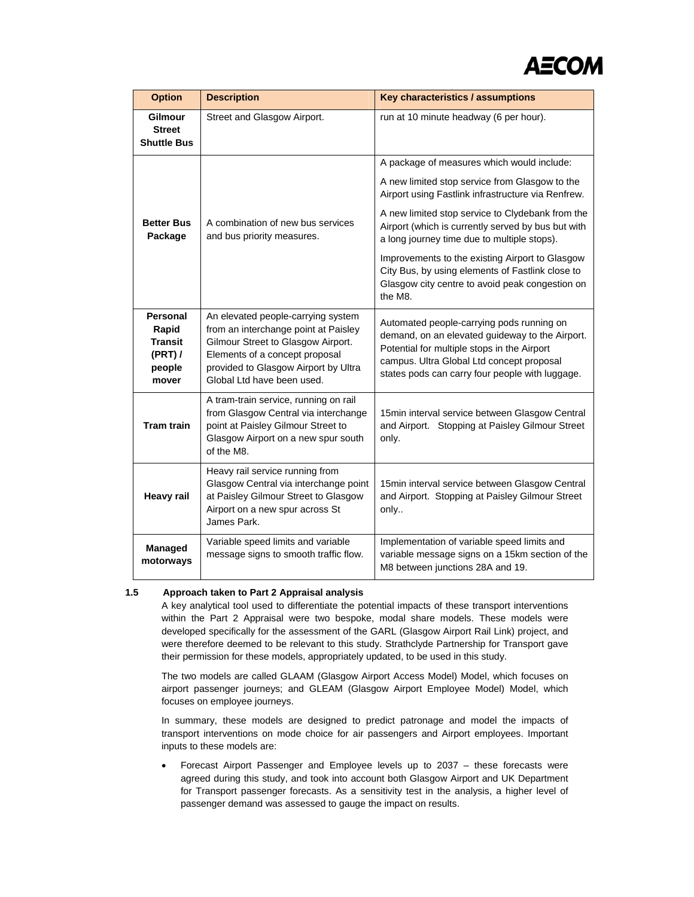| Option | Description | Key characteristics / assumptions |
|---|---|---|
| Gilmour Street Shuttle Bus | Street and Glasgow Airport. | run at 10 minute headway (6 per hour). |
| Better Bus Package | A combination of new bus services and bus priority measures. | A package of measures which would include: A new limited stop service from Glasgow to the Airport using Fastlink infrastructure via Renfrew. A new limited stop service to Clydebank from the Airport (which is currently served by bus but with a long journey time due to multiple stops). Improvements to the existing Airport to Glasgow City Bus, by using elements of Fastlink close to Glasgow city centre to avoid peak congestion on the M8. |
| Personal Rapid Transit (PRT) / people mover | An elevated people-carrying system from an interchange point at Paisley Gilmour Street to Glasgow Airport. Elements of a concept proposal provided to Glasgow Airport by Ultra Global Ltd have been used. | Automated people-carrying pods running on demand, on an elevated guideway to the Airport. Potential for multiple stops in the Airport campus. Ultra Global Ltd concept proposal states pods can carry four people with luggage. |
| Tram train | A tram-train service, running on rail from Glasgow Central via interchange point at Paisley Gilmour Street to Glasgow Airport on a new spur south of the M8. | 15min interval service between Glasgow Central and Airport. Stopping at Paisley Gilmour Street only. |
| Heavy rail | Heavy rail service running from Glasgow Central via interchange point at Paisley Gilmour Street to Glasgow Airport on a new spur across St James Park. | 15min interval service between Glasgow Central and Airport. Stopping at Paisley Gilmour Street only.. |
| Managed motorways | Variable speed limits and variable message signs to smooth traffic flow. | Implementation of variable speed limits and variable message signs on a 15km section of the M8 between junctions 28A and 19. |

### 1.5 Approach taken to Part 2 Appraisal analysis

A key analytical tool used to differentiate the potential impacts of these transport interventions within the Part 2 Appraisal were two bespoke, modal share models. These models were developed specifically for the assessment of the GARL (Glasgow Airport Rail Link) project, and were therefore deemed to be relevant to this study. Strathclyde Partnership for Transport gave their permission for these models, appropriately updated, to be used in this study.

The two models are called GLAAM (Glasgow Airport Access Model) Model, which focuses on airport passenger journeys; and GLEAM (Glasgow Airport Employee Model) Model, which focuses on employee journeys.

In summary, these models are designed to predict patronage and model the impacts of transport interventions on mode choice for air passengers and Airport employees. Important inputs to these models are:

- Forecast Airport Passenger and Employee levels up to 2037 – these forecasts were agreed during this study, and took into account both Glasgow Airport and UK Department for Transport passenger forecasts. As a sensitivity test in the analysis, a higher level of passenger demand was assessed to gauge the impact on results.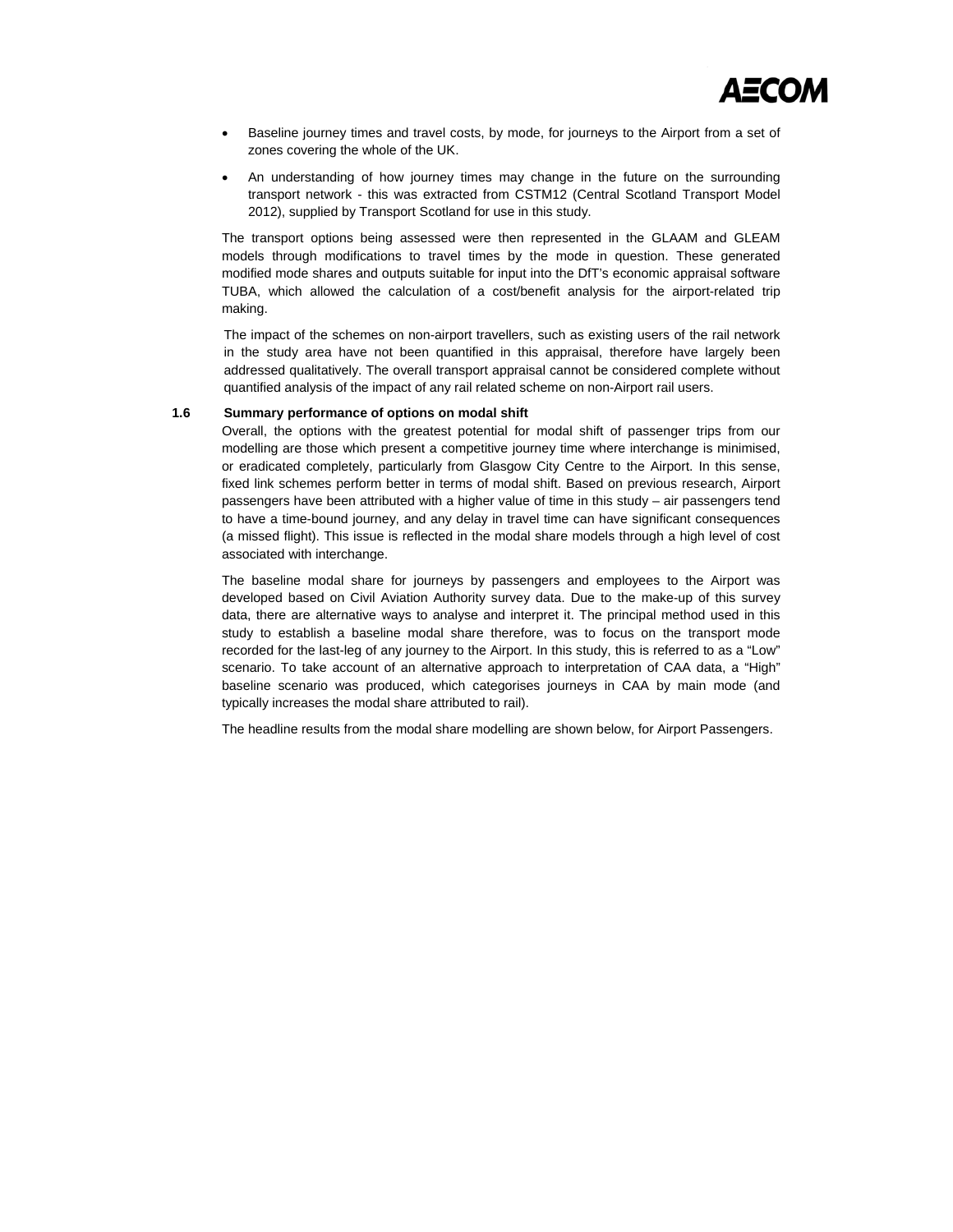- Baseline journey times and travel costs, by mode, for journeys to the Airport from a set of zones covering the whole of the UK.
- An understanding of how journey times may change in the future on the surrounding transport network - this was extracted from CSTM12 (Central Scotland Transport Model 2012), supplied by Transport Scotland for use in this study.

The transport options being assessed were then represented in the GLAAM and GLEAM models through modifications to travel times by the mode in question. These generated modified mode shares and outputs suitable for input into the DfT's economic appraisal software TUBA, which allowed the calculation of a cost/benefit analysis for the airport-related trip making.

The impact of the schemes on non-airport travellers, such as existing users of the rail network in the study area have not been quantified in this appraisal, therefore have largely been addressed qualitatively. The overall transport appraisal cannot be considered complete without quantified analysis of the impact of any rail related scheme on non-Airport rail users.

### 1.6 Summary performance of options on modal shift

Overall, the options with the greatest potential for modal shift of passenger trips from our modelling are those which present a competitive journey time where interchange is minimised, or eradicated completely, particularly from Glasgow City Centre to the Airport. In this sense, fixed link schemes perform better in terms of modal shift. Based on previous research, Airport passengers have been attributed with a higher value of time in this study – air passengers tend to have a time-bound journey, and any delay in travel time can have significant consequences (a missed flight). This issue is reflected in the modal share models through a high level of cost associated with interchange.

The baseline modal share for journeys by passengers and employees to the Airport was developed based on Civil Aviation Authority survey data. Due to the make-up of this survey data, there are alternative ways to analyse and interpret it. The principal method used in this study to establish a baseline modal share therefore, was to focus on the transport mode recorded for the last-leg of any journey to the Airport. In this study, this is referred to as a "Low" scenario. To take account of an alternative approach to interpretation of CAA data, a "High" baseline scenario was produced, which categorises journeys in CAA by main mode (and typically increases the modal share attributed to rail).

The headline results from the modal share modelling are shown below, for Airport Passengers.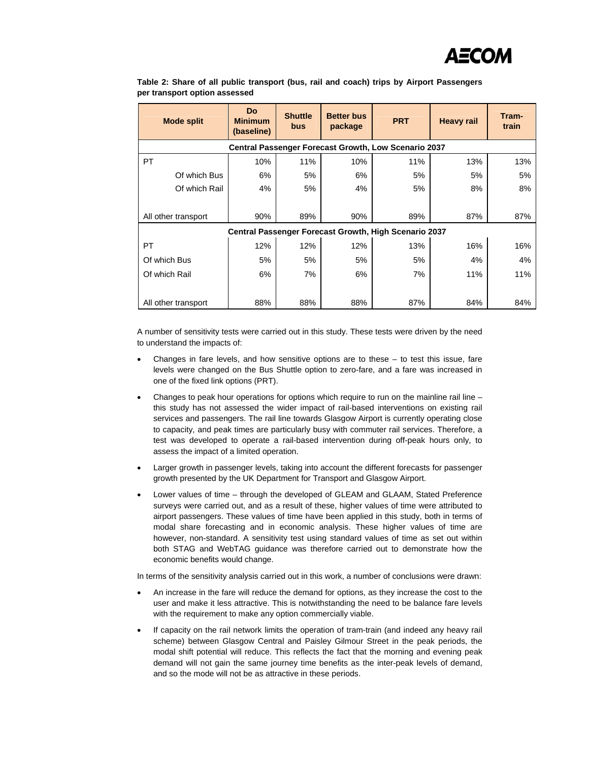**Table 2: Share of all public transport (bus, rail and coach) trips by Airport Passengers per transport option assessed**

| Mode split | Do Minimum (baseline) | Shuttle bus | Better bus package | PRT | Heavy rail | Tram-train |
|---|---|---|---|---|---|---|
| **Central Passenger Forecast Growth, Low Scenario 2037** | | | | | | |
| PT | 10% | 11% | 10% | 11% | 13% | 13% |
| Of which Bus | 6% | 5% | 6% | 5% | 5% | 5% |
| Of which Rail | 4% | 5% | 4% | 5% | 8% | 8% |
| All other transport | 90% | 89% | 90% | 89% | 87% | 87% |
| **Central Passenger Forecast Growth, High Scenario 2037** | | | | | | |
| PT | 12% | 12% | 12% | 13% | 16% | 16% |
| Of which Bus | 5% | 5% | 5% | 5% | 4% | 4% |
| Of which Rail | 6% | 7% | 6% | 7% | 11% | 11% |
| All other transport | 88% | 88% | 88% | 87% | 84% | 84% |

A number of sensitivity tests were carried out in this study. These tests were driven by the need to understand the impacts of:

- Changes in fare levels, and how sensitive options are to these – to test this issue, fare levels were changed on the Bus Shuttle option to zero-fare, and a fare was increased in one of the fixed link options (PRT).
- Changes to peak hour operations for options which require to run on the mainline rail line – this study has not assessed the wider impact of rail-based interventions on existing rail services and passengers. The rail line towards Glasgow Airport is currently operating close to capacity, and peak times are particularly busy with commuter rail services. Therefore, a test was developed to operate a rail-based intervention during off-peak hours only, to assess the impact of a limited operation.
- Larger growth in passenger levels, taking into account the different forecasts for passenger growth presented by the UK Department for Transport and Glasgow Airport.
- Lower values of time – through the developed of GLEAM and GLAAM, Stated Preference surveys were carried out, and as a result of these, higher values of time were attributed to airport passengers. These values of time have been applied in this study, both in terms of modal share forecasting and in economic analysis. These higher values of time are however, non-standard. A sensitivity test using standard values of time as set out within both STAG and WebTAG guidance was therefore carried out to demonstrate how the economic benefits would change.

In terms of the sensitivity analysis carried out in this work, a number of conclusions were drawn:

- An increase in the fare will reduce the demand for options, as they increase the cost to the user and make it less attractive. This is notwithstanding the need to be balance fare levels with the requirement to make any option commercially viable.
- If capacity on the rail network limits the operation of tram-train (and indeed any heavy rail scheme) between Glasgow Central and Paisley Gilmour Street in the peak periods, the modal shift potential will reduce. This reflects the fact that the morning and evening peak demand will not gain the same journey time benefits as the inter-peak levels of demand, and so the mode will not be as attractive in these periods.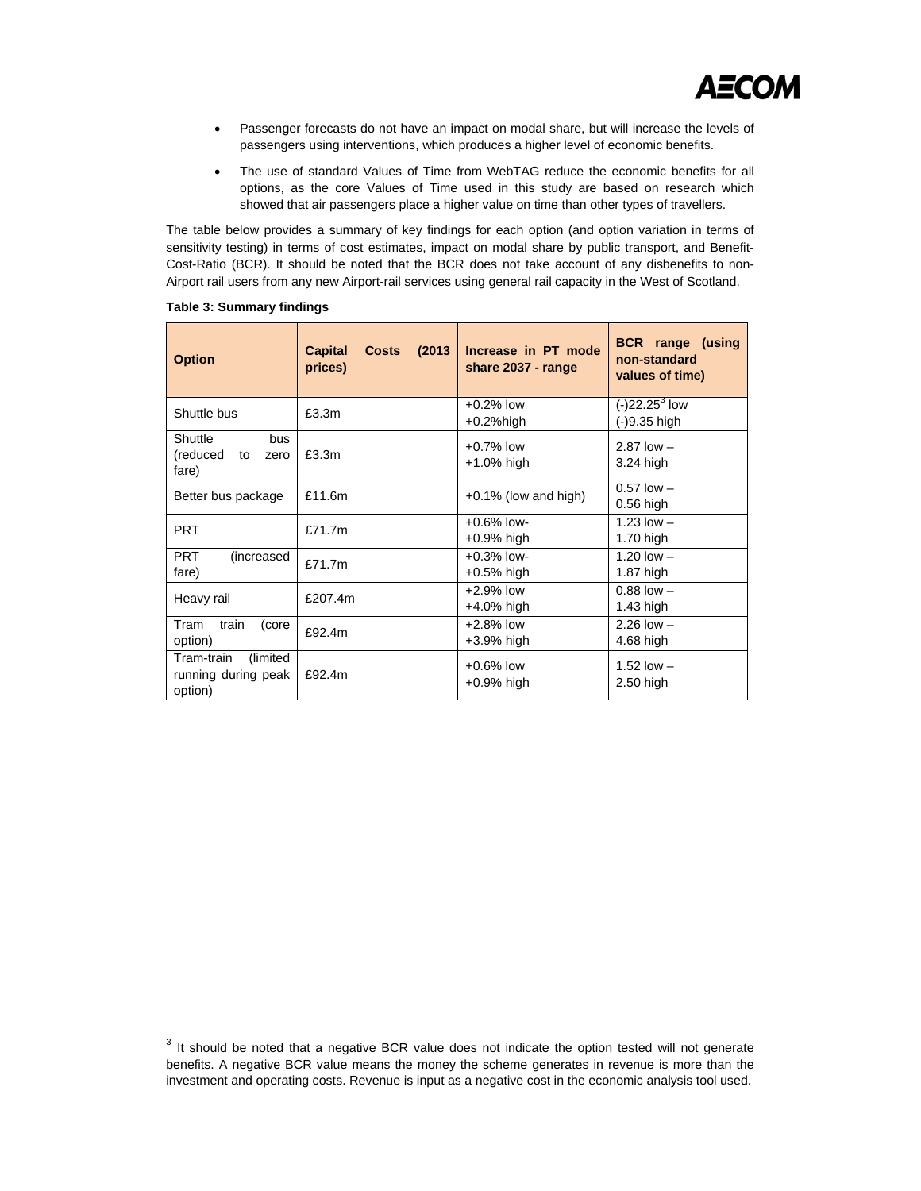- Passenger forecasts do not have an impact on modal share, but will increase the levels of passengers using interventions, which produces a higher level of economic benefits.
- The use of standard Values of Time from WebTAG reduce the economic benefits for all options, as the core Values of Time used in this study are based on research which showed that air passengers place a higher value on time than other types of travellers.

The table below provides a summary of key findings for each option (and option variation in terms of sensitivity testing) in terms of cost estimates, impact on modal share by public transport, and Benefit-Cost-Ratio (BCR). It should be noted that the BCR does not take account of any disbenefits to non-Airport rail users from any new Airport-rail services using general rail capacity in the West of Scotland.

**Table 3: Summary findings**

| Option | Capital Costs (2013 prices) | Increase in PT mode share 2037 - range | BCR range (using non-standard values of time) |
|---|---|---|---|
| Shuttle bus | £3.3m | +0.2% low<br>+0.2%high | (-)22.25[3] low<br>(-)9.35 high |
| Shuttle bus (reduced to zero fare) | £3.3m | +0.7% low<br>+1.0% high | 2.87 low –<br>3.24 high |
| Better bus package | £11.6m | +0.1% (low and high) | 0.57 low –<br>0.56 high |
| PRT | £71.7m | +0.6% low-<br>+0.9% high | 1.23 low –<br>1.70 high |
| PRT (increased fare) | £71.7m | +0.3% low-<br>+0.5% high | 1.20 low –<br>1.87 high |
| Heavy rail | £207.4m | +2.9% low<br>+4.0% high | 0.88 low –<br>1.43 high |
| Tram train (core option) | £92.4m | +2.8% low<br>+3.9% high | 2.26 low –<br>4.68 high |
| Tram-train (limited running during peak option) | £92.4m | +0.6% low<br>+0.9% high | 1.52 low –<br>2.50 high |

[3] It should be noted that a negative BCR value does not indicate the option tested will not generate benefits. A negative BCR value means the money the scheme generates in revenue is more than the investment and operating costs. Revenue is input as a negative cost in the economic analysis tool used.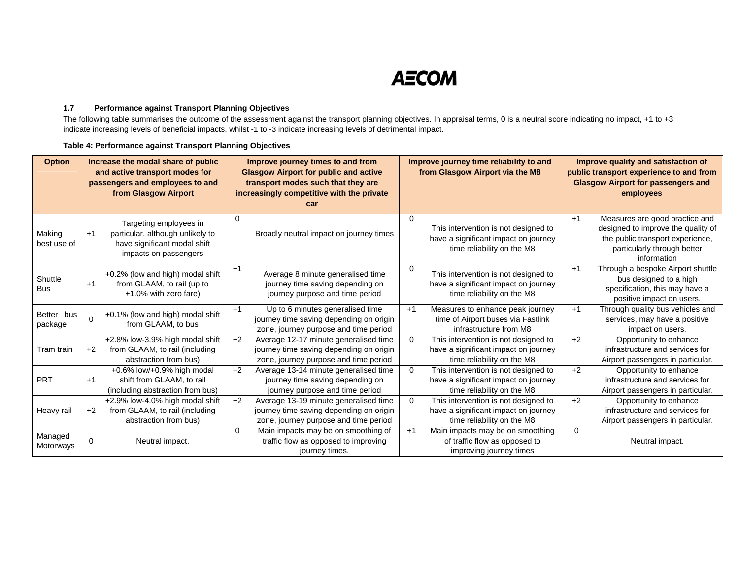### 1.7 Performance against Transport Planning Objectives

The following table summarises the outcome of the assessment against the transport planning objectives. In appraisal terms, 0 is a neutral score indicating no impact, +1 to +3 indicate increasing levels of beneficial impacts, whilst -1 to -3 indicate increasing levels of detrimental impact.

**Table 4: Performance against Transport Planning Objectives**

| Option | Increase the modal share of public and active transport modes for passengers and employees to and from Glasgow Airport | | Improve journey times to and from Glasgow Airport for public and active transport modes such that they are increasingly competitive with the private car | | Improve journey time reliability to and from Glasgow Airport via the M8 | | Improve quality and satisfaction of public transport experience to and from Glasgow Airport for passengers and employees | |
|---|---|---|---|---|---|---|---|---|
| Making best use of | +1 | Targeting employees in particular, although unlikely to have significant modal shift impacts on passengers | 0 | Broadly neutral impact on journey times | 0 | This intervention is not designed to have a significant impact on journey time reliability on the M8 | +1 | Measures are good practice and designed to improve the quality of the public transport experience, particularly through better information |
| Shuttle Bus | +1 | +0.2% (low and high) modal shift from GLAAM, to rail (up to +1.0% with zero fare) | +1 | Average 8 minute generalised time journey time saving depending on journey purpose and time period | 0 | This intervention is not designed to have a significant impact on journey time reliability on the M8 | +1 | Through a bespoke Airport shuttle bus designed to a high specification, this may have a positive impact on users. |
| Better bus package | 0 | +0.1% (low and high) modal shift from GLAAM, to bus | +1 | Up to 6 minutes generalised time journey time saving depending on origin zone, journey purpose and time period | +1 | Measures to enhance peak journey time of Airport buses via Fastlink infrastructure from M8 | +1 | Through quality bus vehicles and services, may have a positive impact on users. |
| Tram train | +2 | +2.8% low-3.9% high modal shift from GLAAM, to rail (including abstraction from bus) | +2 | Average 12-17 minute generalised time journey time saving depending on origin zone, journey purpose and time period | 0 | This intervention is not designed to have a significant impact on journey time reliability on the M8 | +2 | Opportunity to enhance infrastructure and services for Airport passengers in particular. |
| PRT | +1 | +0.6% low/+0.9% high modal shift from GLAAM, to rail (including abstraction from bus) | +2 | Average 13-14 minute generalised time journey time saving depending on journey purpose and time period | 0 | This intervention is not designed to have a significant impact on journey time reliability on the M8 | +2 | Opportunity to enhance infrastructure and services for Airport passengers in particular. |
| Heavy rail | +2 | +2.9% low-4.0% high modal shift from GLAAM, to rail (including abstraction from bus) | +2 | Average 13-19 minute generalised time journey time saving depending on origin zone, journey purpose and time period | 0 | This intervention is not designed to have a significant impact on journey time reliability on the M8 | +2 | Opportunity to enhance infrastructure and services for Airport passengers in particular. |
| Managed Motorways | 0 | Neutral impact. | 0 | Main impacts may be on smoothing of traffic flow as opposed to improving journey times. | +1 | Main impacts may be on smoothing of traffic flow as opposed to improving journey times | 0 | Neutral impact. |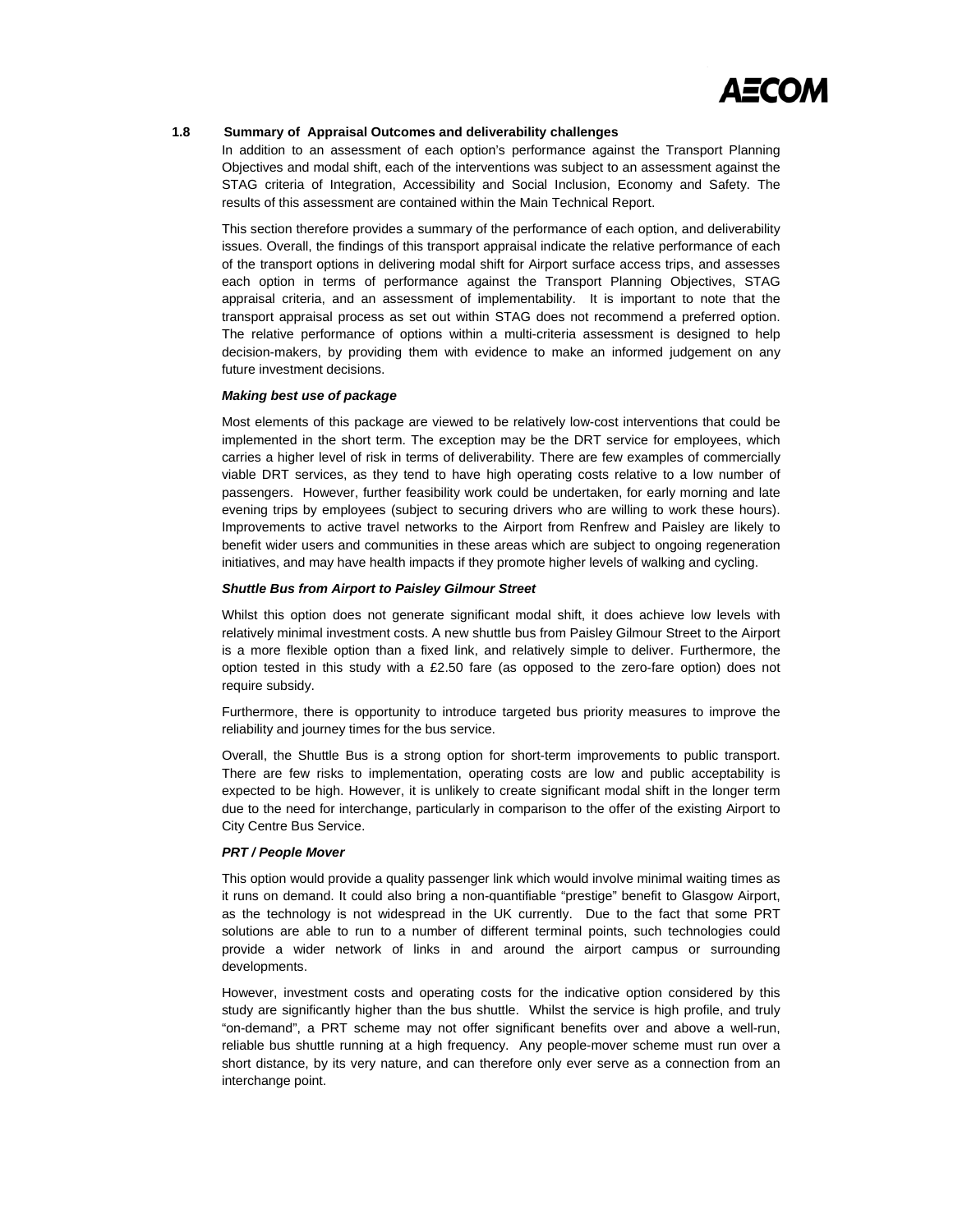## 1.8 Summary of Appraisal Outcomes and deliverability challenges

In addition to an assessment of each option's performance against the Transport Planning Objectives and modal shift, each of the interventions was subject to an assessment against the STAG criteria of Integration, Accessibility and Social Inclusion, Economy and Safety. The results of this assessment are contained within the Main Technical Report.

This section therefore provides a summary of the performance of each option, and deliverability issues. Overall, the findings of this transport appraisal indicate the relative performance of each of the transport options in delivering modal shift for Airport surface access trips, and assesses each option in terms of performance against the Transport Planning Objectives, STAG appraisal criteria, and an assessment of implementability. It is important to note that the transport appraisal process as set out within STAG does not recommend a preferred option. The relative performance of options within a multi-criteria assessment is designed to help decision-makers, by providing them with evidence to make an informed judgement on any future investment decisions.

***Making best use of package***

Most elements of this package are viewed to be relatively low-cost interventions that could be implemented in the short term. The exception may be the DRT service for employees, which carries a higher level of risk in terms of deliverability. There are few examples of commercially viable DRT services, as they tend to have high operating costs relative to a low number of passengers. However, further feasibility work could be undertaken, for early morning and late evening trips by employees (subject to securing drivers who are willing to work these hours). Improvements to active travel networks to the Airport from Renfrew and Paisley are likely to benefit wider users and communities in these areas which are subject to ongoing regeneration initiatives, and may have health impacts if they promote higher levels of walking and cycling.

***Shuttle Bus from Airport to Paisley Gilmour Street***

Whilst this option does not generate significant modal shift, it does achieve low levels with relatively minimal investment costs. A new shuttle bus from Paisley Gilmour Street to the Airport is a more flexible option than a fixed link, and relatively simple to deliver. Furthermore, the option tested in this study with a £2.50 fare (as opposed to the zero-fare option) does not require subsidy.

Furthermore, there is opportunity to introduce targeted bus priority measures to improve the reliability and journey times for the bus service.

Overall, the Shuttle Bus is a strong option for short-term improvements to public transport. There are few risks to implementation, operating costs are low and public acceptability is expected to be high. However, it is unlikely to create significant modal shift in the longer term due to the need for interchange, particularly in comparison to the offer of the existing Airport to City Centre Bus Service.

***PRT / People Mover***

This option would provide a quality passenger link which would involve minimal waiting times as it runs on demand. It could also bring a non-quantifiable "prestige" benefit to Glasgow Airport, as the technology is not widespread in the UK currently. Due to the fact that some PRT solutions are able to run to a number of different terminal points, such technologies could provide a wider network of links in and around the airport campus or surrounding developments.

However, investment costs and operating costs for the indicative option considered by this study are significantly higher than the bus shuttle. Whilst the service is high profile, and truly "on-demand", a PRT scheme may not offer significant benefits over and above a well-run, reliable bus shuttle running at a high frequency. Any people-mover scheme must run over a short distance, by its very nature, and can therefore only ever serve as a connection from an interchange point.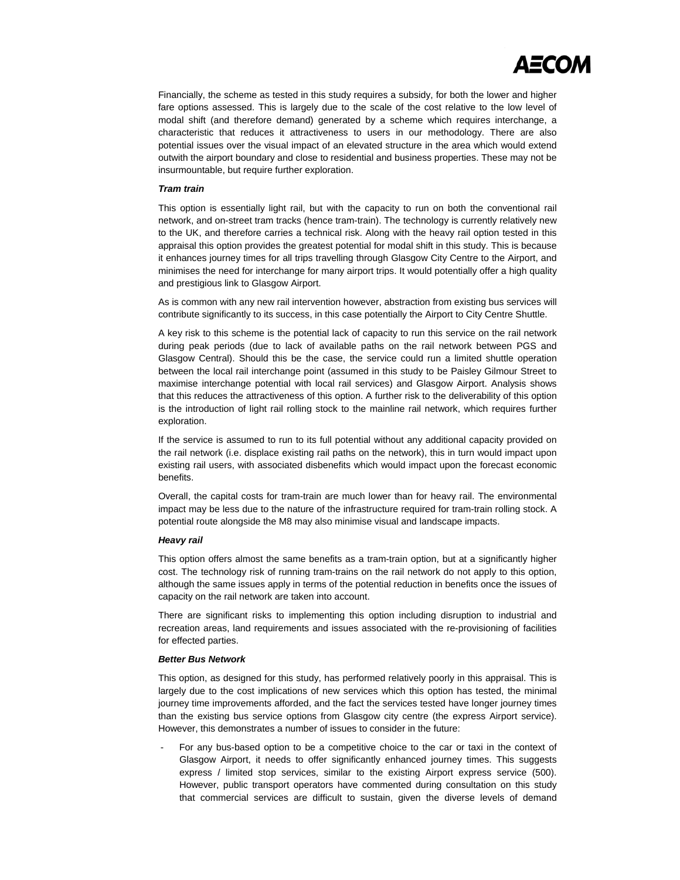Financially, the scheme as tested in this study requires a subsidy, for both the lower and higher fare options assessed. This is largely due to the scale of the cost relative to the low level of modal shift (and therefore demand) generated by a scheme which requires interchange, a characteristic that reduces it attractiveness to users in our methodology. There are also potential issues over the visual impact of an elevated structure in the area which would extend outwith the airport boundary and close to residential and business properties. These may not be insurmountable, but require further exploration.

***Tram train***

This option is essentially light rail, but with the capacity to run on both the conventional rail network, and on-street tram tracks (hence tram-train). The technology is currently relatively new to the UK, and therefore carries a technical risk. Along with the heavy rail option tested in this appraisal this option provides the greatest potential for modal shift in this study. This is because it enhances journey times for all trips travelling through Glasgow City Centre to the Airport, and minimises the need for interchange for many airport trips. It would potentially offer a high quality and prestigious link to Glasgow Airport.

As is common with any new rail intervention however, abstraction from existing bus services will contribute significantly to its success, in this case potentially the Airport to City Centre Shuttle.

A key risk to this scheme is the potential lack of capacity to run this service on the rail network during peak periods (due to lack of available paths on the rail network between PGS and Glasgow Central). Should this be the case, the service could run a limited shuttle operation between the local rail interchange point (assumed in this study to be Paisley Gilmour Street to maximise interchange potential with local rail services) and Glasgow Airport. Analysis shows that this reduces the attractiveness of this option. A further risk to the deliverability of this option is the introduction of light rail rolling stock to the mainline rail network, which requires further exploration.

If the service is assumed to run to its full potential without any additional capacity provided on the rail network (i.e. displace existing rail paths on the network), this in turn would impact upon existing rail users, with associated disbenefits which would impact upon the forecast economic benefits.

Overall, the capital costs for tram-train are much lower than for heavy rail. The environmental impact may be less due to the nature of the infrastructure required for tram-train rolling stock. A potential route alongside the M8 may also minimise visual and landscape impacts.

***Heavy rail***

This option offers almost the same benefits as a tram-train option, but at a significantly higher cost. The technology risk of running tram-trains on the rail network do not apply to this option, although the same issues apply in terms of the potential reduction in benefits once the issues of capacity on the rail network are taken into account.

There are significant risks to implementing this option including disruption to industrial and recreation areas, land requirements and issues associated with the re-provisioning of facilities for effected parties.

***Better Bus Network***

This option, as designed for this study, has performed relatively poorly in this appraisal. This is largely due to the cost implications of new services which this option has tested, the minimal journey time improvements afforded, and the fact the services tested have longer journey times than the existing bus service options from Glasgow city centre (the express Airport service). However, this demonstrates a number of issues to consider in the future:

- For any bus-based option to be a competitive choice to the car or taxi in the context of Glasgow Airport, it needs to offer significantly enhanced journey times. This suggests express / limited stop services, similar to the existing Airport express service (500). However, public transport operators have commented during consultation on this study that commercial services are difficult to sustain, given the diverse levels of demand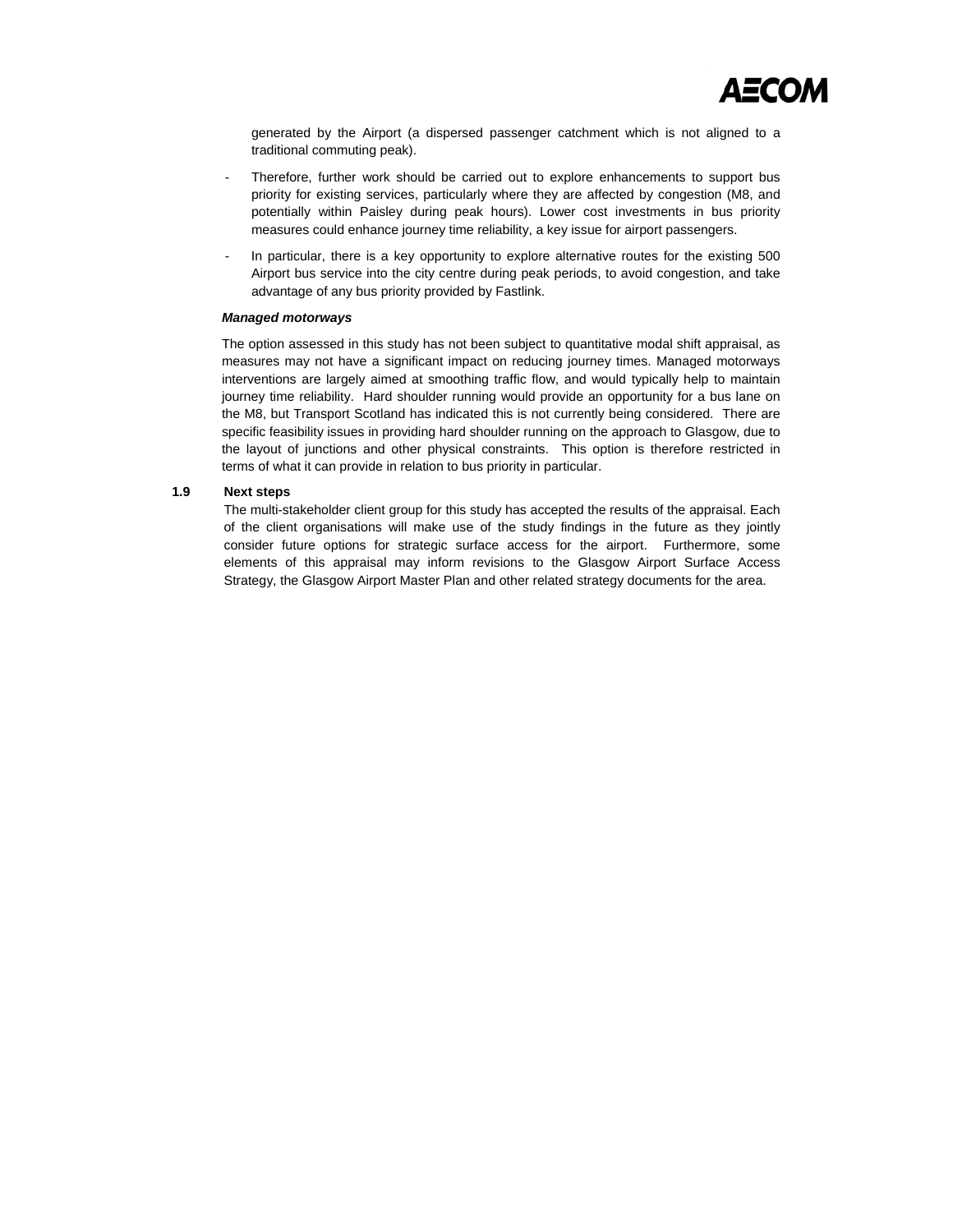generated by the Airport (a dispersed passenger catchment which is not aligned to a traditional commuting peak).

- Therefore, further work should be carried out to explore enhancements to support bus priority for existing services, particularly where they are affected by congestion (M8, and potentially within Paisley during peak hours). Lower cost investments in bus priority measures could enhance journey time reliability, a key issue for airport passengers.
- In particular, there is a key opportunity to explore alternative routes for the existing 500 Airport bus service into the city centre during peak periods, to avoid congestion, and take advantage of any bus priority provided by Fastlink.

***Managed motorways***

The option assessed in this study has not been subject to quantitative modal shift appraisal, as measures may not have a significant impact on reducing journey times. Managed motorways interventions are largely aimed at smoothing traffic flow, and would typically help to maintain journey time reliability. Hard shoulder running would provide an opportunity for a bus lane on the M8, but Transport Scotland has indicated this is not currently being considered. There are specific feasibility issues in providing hard shoulder running on the approach to Glasgow, due to the layout of junctions and other physical constraints. This option is therefore restricted in terms of what it can provide in relation to bus priority in particular.

### 1.9 Next steps

The multi-stakeholder client group for this study has accepted the results of the appraisal. Each of the client organisations will make use of the study findings in the future as they jointly consider future options for strategic surface access for the airport. Furthermore, some elements of this appraisal may inform revisions to the Glasgow Airport Surface Access Strategy, the Glasgow Airport Master Plan and other related strategy documents for the area.